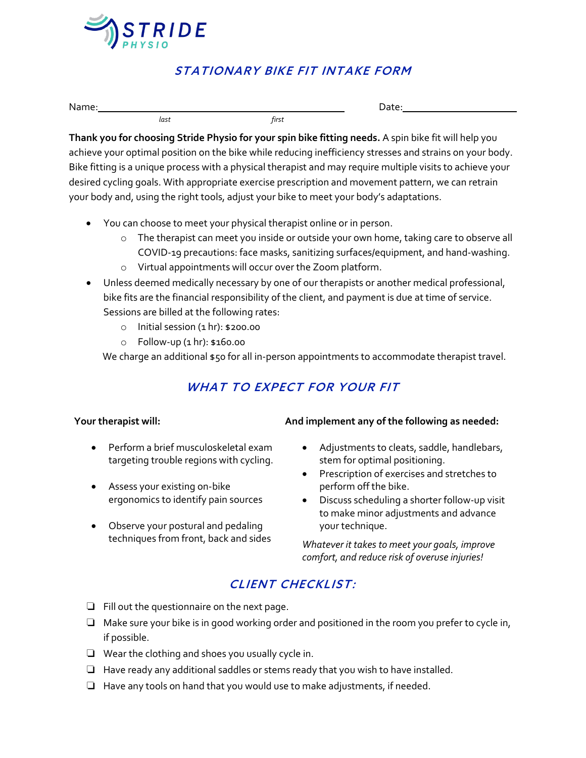STRIDE PHYSIO

# STATIONARY BIKE FIT INTAKE FORM

Name:______________________________________ Date:____________________
last first

**Thank you for choosing Stride Physio for your spin bike fitting needs.** A spin bike fit will help you achieve your optimal position on the bike while reducing inefficiency stresses and strains on your body. Bike fitting is a unique process with a physical therapist and may require multiple visits to achieve your desired cycling goals. With appropriate exercise prescription and movement pattern, we can retrain your body and, using the right tools, adjust your bike to meet your body's adaptations.

- You can choose to meet your physical therapist online or in person.
  - The therapist can meet you inside or outside your own home, taking care to observe all COVID-19 precautions: face masks, sanitizing surfaces/equipment, and hand-washing.
  - Virtual appointments will occur over the Zoom platform.
- Unless deemed medically necessary by one of our therapists or another medical professional, bike fits are the financial responsibility of the client, and payment is due at time of service. Sessions are billed at the following rates:
  - Initial session (1 hr): $200.00
  - Follow-up (1 hr): $160.00

  We charge an additional $50 for all in-person appointments to accommodate therapist travel.

## WHAT TO EXPECT FOR YOUR FIT

**Your therapist will:**

- Perform a brief musculoskeletal exam targeting trouble regions with cycling.
- Assess your existing on-bike ergonomics to identify pain sources
- Observe your postural and pedaling techniques from front, back and sides

**And implement any of the following as needed:**

- Adjustments to cleats, saddle, handlebars, stem for optimal positioning.
- Prescription of exercises and stretches to perform off the bike.
- Discuss scheduling a shorter follow-up visit to make minor adjustments and advance your technique.

*Whatever it takes to meet your goals, improve comfort, and reduce risk of overuse injuries!*

## CLIENT CHECKLIST:

- ❑ Fill out the questionnaire on the next page.
- ❑ Make sure your bike is in good working order and positioned in the room you prefer to cycle in, if possible.
- ❑ Wear the clothing and shoes you usually cycle in.
- ❑ Have ready any additional saddles or stems ready that you wish to have installed.
- ❑ Have any tools on hand that you would use to make adjustments, if needed.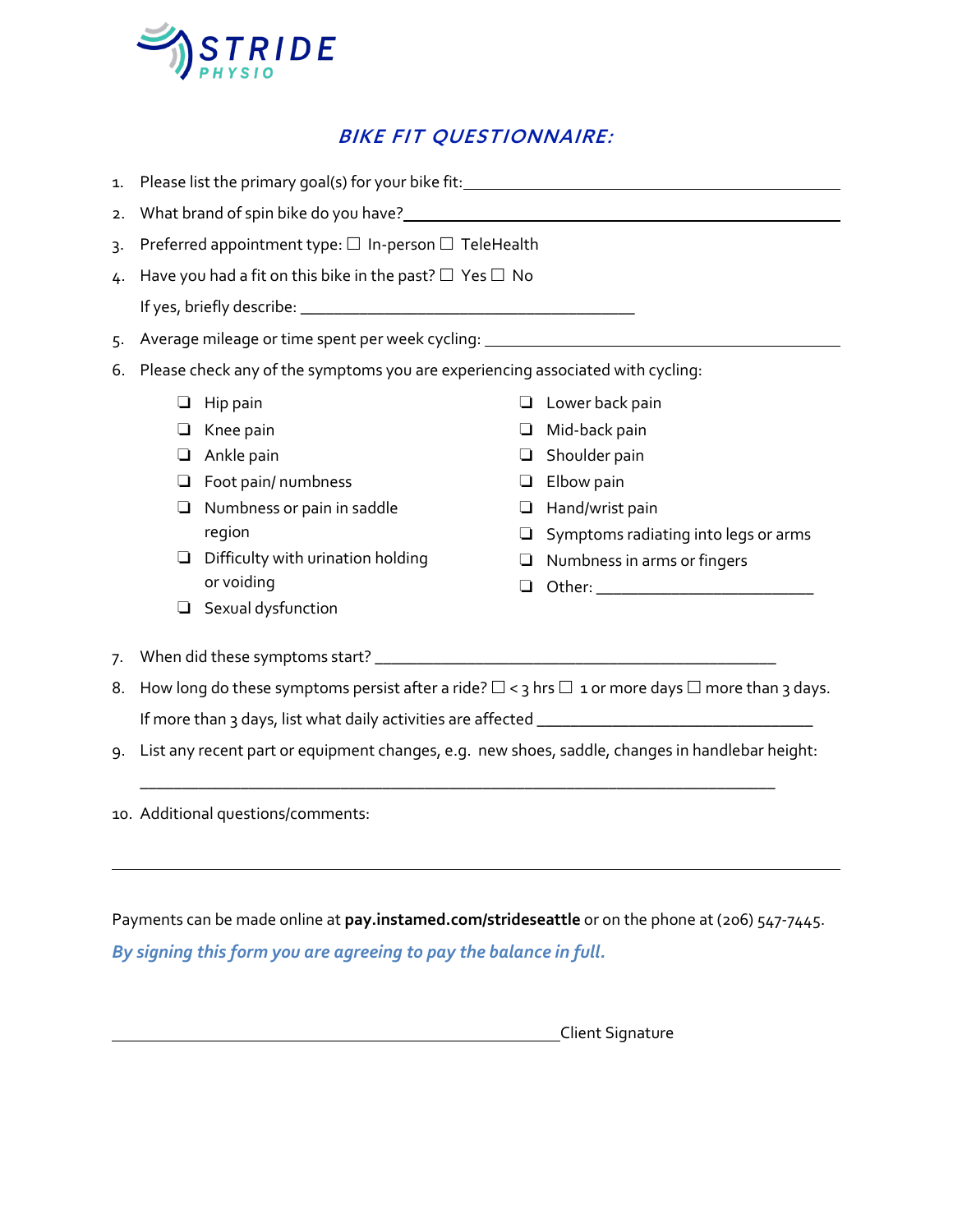STRIDE PHYSIO

## *BIKE FIT QUESTIONNAIRE:*

1. Please list the primary goal(s) for your bike fit: ____________________
2. What brand of spin bike do you have? ____________________
3. Preferred appointment type: ☐ In-person ☐ TeleHealth
4. Have you had a fit on this bike in the past? ☐ Yes ☐ No

   If yes, briefly describe: ____________________
5. Average mileage or time spent per week cycling: ____________________
6. Please check any of the symptoms you are experiencing associated with cycling:

   - ❑ Hip pain
   - ❑ Knee pain
   - ❑ Ankle pain
   - ❑ Foot pain/ numbness
   - ❑ Numbness or pain in saddle region
   - ❑ Difficulty with urination holding or voiding
   - ❑ Sexual dysfunction
   - ❑ Lower back pain
   - ❑ Mid-back pain
   - ❑ Shoulder pain
   - ❑ Elbow pain
   - ❑ Hand/wrist pain
   - ❑ Symptoms radiating into legs or arms
   - ❑ Numbness in arms or fingers
   - ❑ Other: ____________________

7. When did these symptoms start? ____________________
8. How long do these symptoms persist after a ride? ☐ < 3 hrs ☐ 1 or more days ☐ more than 3 days.

   If more than 3 days, list what daily activities are affected ____________________
9. List any recent part or equipment changes, e.g. new shoes, saddle, changes in handlebar height:

   ____________________
10. Additional questions/comments:

____________________

Payments can be made online at **pay.instamed.com/strideseattle** or on the phone at (206) 547-7445.

***By signing this form you are agreeing to pay the balance in full.***

____________________ Client Signature